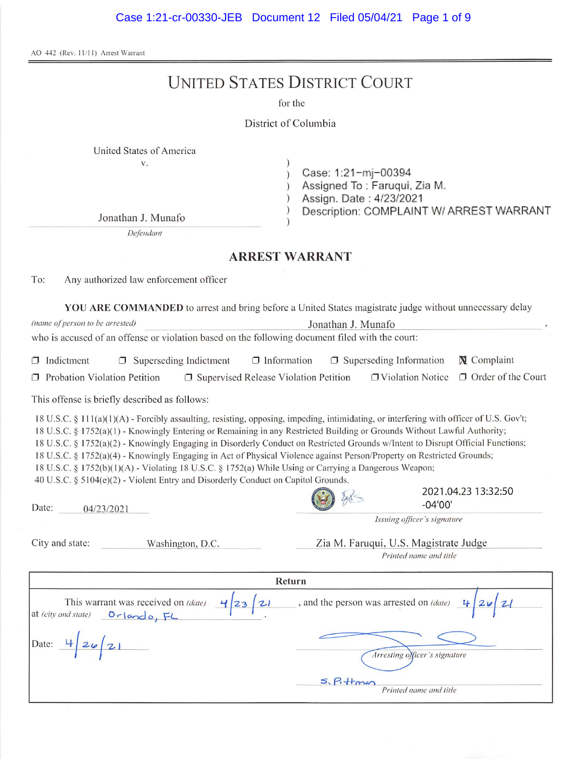AO 442 (Rev. 11/11) Arrest Warrant

# UNITED STATES DISTRICT COURT

for the

District of Columbia

United States of America
v.

Jonathan J. Munafo
*Defendant*

Case: 1:21-mj-00394
Assigned To : Faruqui, Zia M.
Assign. Date : 4/23/2021
Description: COMPLAINT W/ ARREST WARRANT

## ARREST WARRANT

To: Any authorized law enforcement officer

**YOU ARE COMMANDED** to arrest and bring before a United States magistrate judge without unnecessary delay

*(name of person to be arrested)* Jonathan J. Munafo ,

who is accused of an offense or violation based on the following document filed with the court:

☐ Indictment ☐ Superseding Indictment ☐ Information ☐ Superseding Information ☒ Complaint
☐ Probation Violation Petition ☐ Supervised Release Violation Petition ☐ Violation Notice ☐ Order of the Court

This offense is briefly described as follows:

18 U.S.C. § 111(a)(1)(A) - Forcibly assaulting, resisting, opposing, impeding, intimidating, or interfering with officer of U.S. Gov't;
18 U.S.C. § 1752(a)(1) - Knowingly Entering or Remaining in any Restricted Building or Grounds Without Lawful Authority;
18 U.S.C. § 1752(a)(2) - Knowingly Engaging in Disorderly Conduct on Restricted Grounds w/Intent to Disrupt Official Functions;
18 U.S.C. § 1752(a)(4) - Knowingly Engaging in Act of Physical Violence against Person/Property on Restricted Grounds;
18 U.S.C. § 1752(b)(1)(A) - Violating 18 U.S.C. § 1752(a) While Using or Carrying a Dangerous Weapon;
40 U.S.C. § 5104(e)(2) - Violent Entry and Disorderly Conduct on Capitol Grounds.

Date: 04/23/2021

2021.04.23 13:32:50 -04'00'
*Issuing officer's signature*

City and state: Washington, D.C.

Zia M. Faruqui, U.S. Magistrate Judge
*Printed name and title*

**Return**

This warrant was received on *(date)* 4/23/21 , and the person was arrested on *(date)* 4/26/21
at *(city and state)* Orlando, FL .

Date: 4/26/21

*Arresting officer's signature*

S. Pittman
*Printed name and title*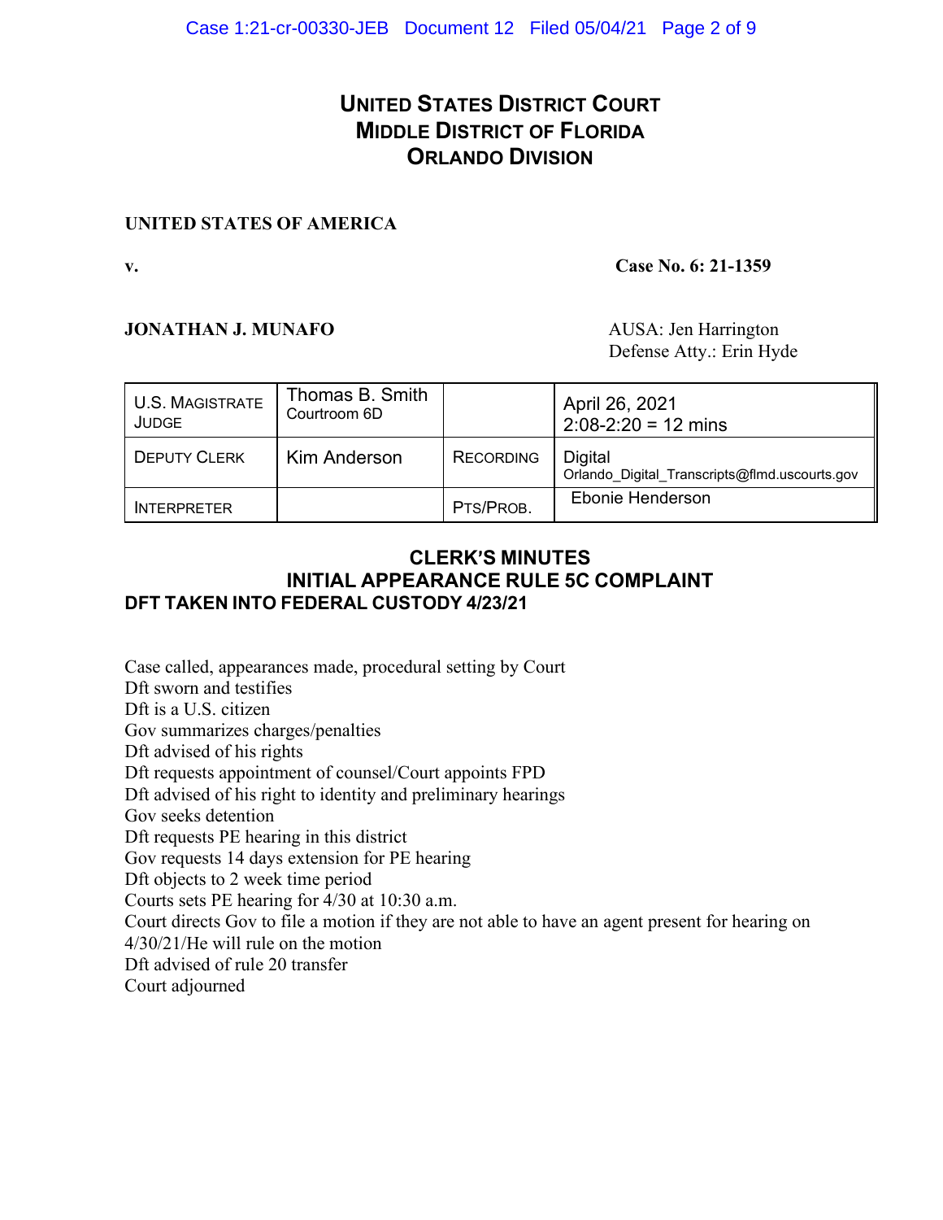# UNITED STATES DISTRICT COURT
# MIDDLE DISTRICT OF FLORIDA
# ORLANDO DIVISION

**UNITED STATES OF AMERICA**

**v.** **Case No. 6: 21-1359**

**JONATHAN J. MUNAFO**

AUSA: Jen Harrington
Defense Atty.: Erin Hyde

| U.S. MAGISTRATE JUDGE | Thomas B. Smith Courtroom 6D | | April 26, 2021 2:08-2:20 = 12 mins |
|---|---|---|---|
| DEPUTY CLERK | Kim Anderson | RECORDING | Digital Orlando_Digital_Transcripts@flmd.uscourts.gov |
| INTERPRETER | | PTS/PROB. | Ebonie Henderson |

## CLERK'S MINUTES
## INITIAL APPEARANCE RULE 5C COMPLAINT
### DFT TAKEN INTO FEDERAL CUSTODY 4/23/21

Case called, appearances made, procedural setting by Court
Dft sworn and testifies
Dft is a U.S. citizen
Gov summarizes charges/penalties
Dft advised of his rights
Dft requests appointment of counsel/Court appoints FPD
Dft advised of his right to identity and preliminary hearings
Gov seeks detention
Dft requests PE hearing in this district
Gov requests 14 days extension for PE hearing
Dft objects to 2 week time period
Courts sets PE hearing for 4/30 at 10:30 a.m.
Court directs Gov to file a motion if they are not able to have an agent present for hearing on 4/30/21/He will rule on the motion
Dft advised of rule 20 transfer
Court adjourned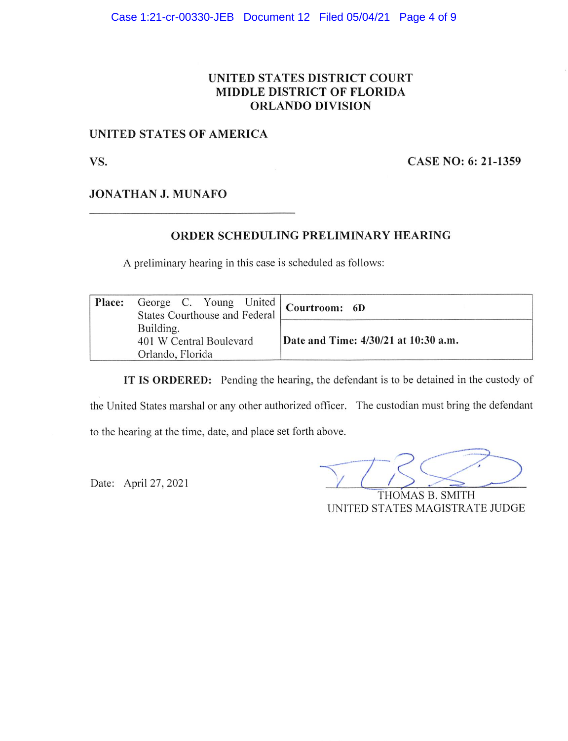# UNITED STATES DISTRICT COURT
# MIDDLE DISTRICT OF FLORIDA
# ORLANDO DIVISION

**UNITED STATES OF AMERICA**

**VS.** **CASE NO: 6: 21-1359**

**JONATHAN J. MUNAFO**

---

## ORDER SCHEDULING PRELIMINARY HEARING

A preliminary hearing in this case is scheduled as follows:

| **Place:** George C. Young United States Courthouse and Federal Building. 401 W Central Boulevard Orlando, Florida | **Courtroom: 6D** |
|---|---|
| | **Date and Time: 4/30/21 at 10:30 a.m.** |

**IT IS ORDERED:** Pending the hearing, the defendant is to be detained in the custody of the United States marshal or any other authorized officer. The custodian must bring the defendant to the hearing at the time, date, and place set forth above.

Date: April 27, 2021

THOMAS B. SMITH
UNITED STATES MAGISTRATE JUDGE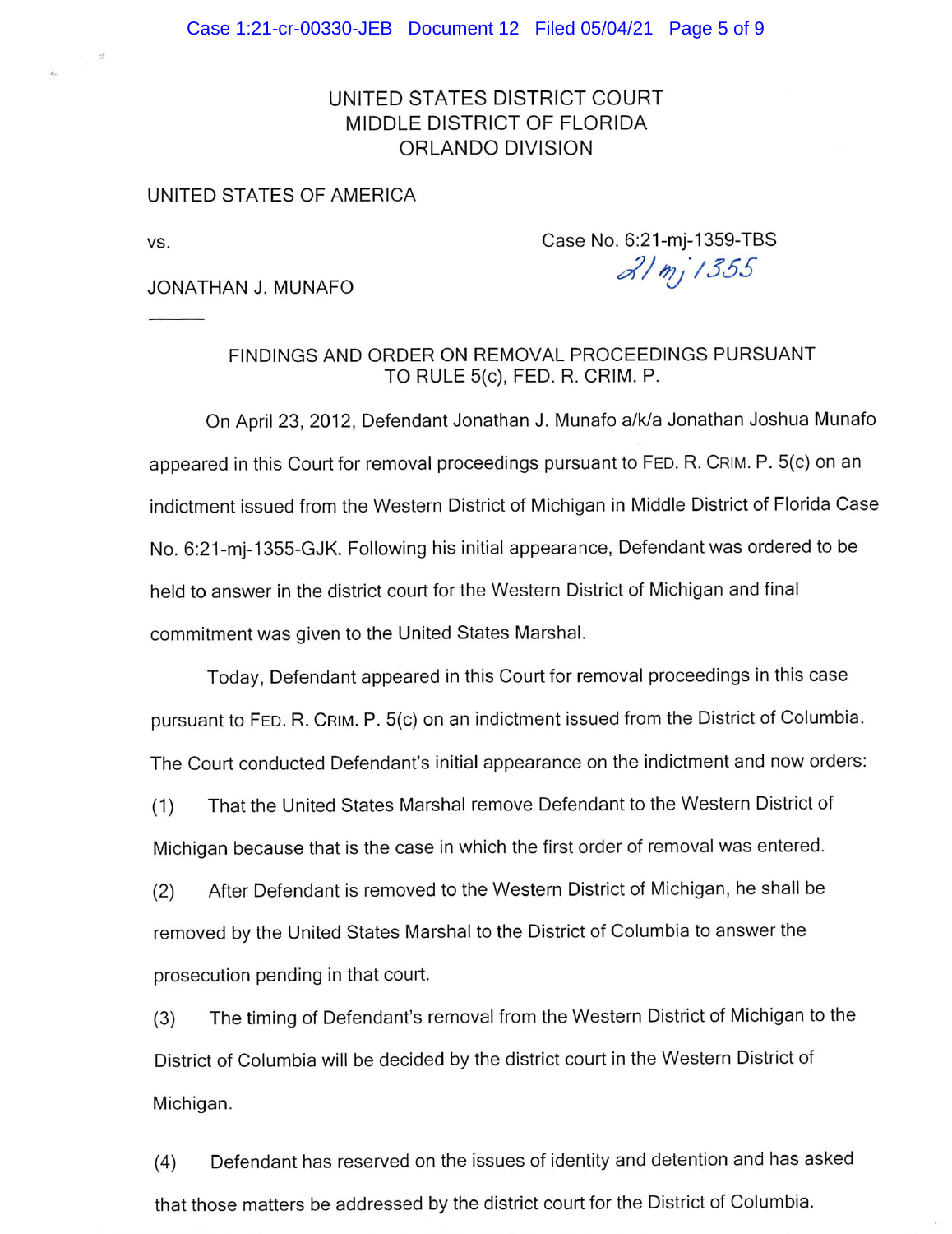UNITED STATES DISTRICT COURT
MIDDLE DISTRICT OF FLORIDA
ORLANDO DIVISION

UNITED STATES OF AMERICA

vs.

Case No. 6:21-mj-1359-TBS

21 mj 1355

JONATHAN J. MUNAFO

---

FINDINGS AND ORDER ON REMOVAL PROCEEDINGS PURSUANT TO RULE 5(c), FED. R. CRIM. P.

On April 23, 2012, Defendant Jonathan J. Munafo a/k/a Jonathan Joshua Munafo appeared in this Court for removal proceedings pursuant to FED. R. CRIM. P. 5(c) on an indictment issued from the Western District of Michigan in Middle District of Florida Case No. 6:21-mj-1355-GJK. Following his initial appearance, Defendant was ordered to be held to answer in the district court for the Western District of Michigan and final commitment was given to the United States Marshal.

Today, Defendant appeared in this Court for removal proceedings in this case pursuant to FED. R. CRIM. P. 5(c) on an indictment issued from the District of Columbia. The Court conducted Defendant's initial appearance on the indictment and now orders:

(1) That the United States Marshal remove Defendant to the Western District of Michigan because that is the case in which the first order of removal was entered.

(2) After Defendant is removed to the Western District of Michigan, he shall be removed by the United States Marshal to the District of Columbia to answer the prosecution pending in that court.

(3) The timing of Defendant's removal from the Western District of Michigan to the District of Columbia will be decided by the district court in the Western District of Michigan.

(4) Defendant has reserved on the issues of identity and detention and has asked that those matters be addressed by the district court for the District of Columbia.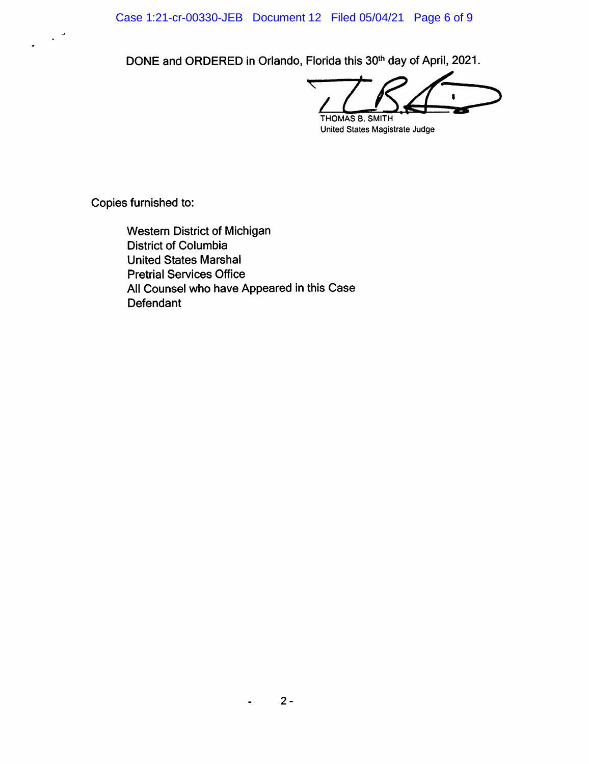DONE and ORDERED in Orlando, Florida this 30th day of April, 2021.

THOMAS B. SMITH
United States Magistrate Judge

Copies furnished to:

Western District of Michigan
District of Columbia
United States Marshal
Pretrial Services Office
All Counsel who have Appeared in this Case
Defendant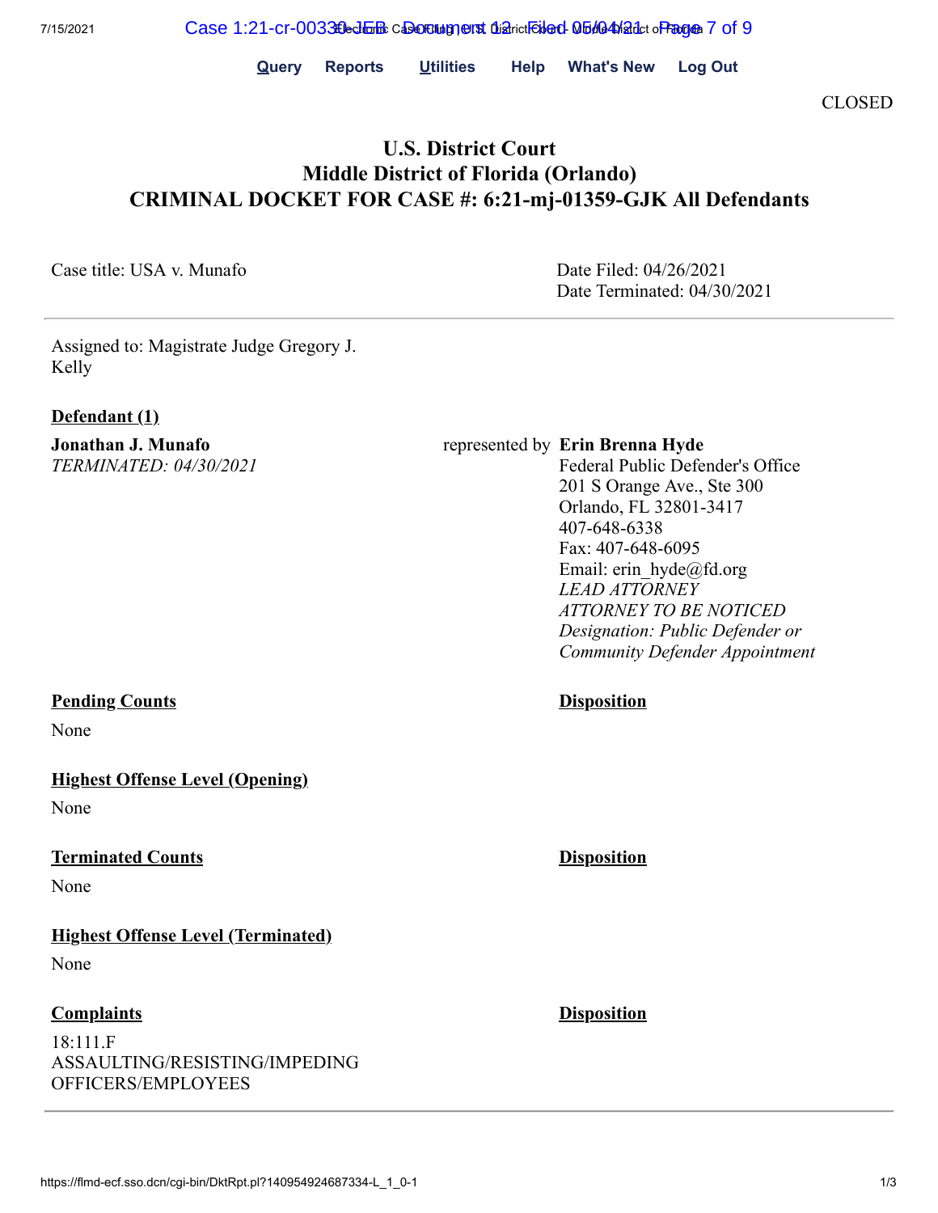Query Reports Utilities Help What's New Log Out

CLOSED

# U.S. District Court
# Middle District of Florida (Orlando)
# CRIMINAL DOCKET FOR CASE #: 6:21-mj-01359-GJK All Defendants

Case title: USA v. Munafo

Date Filed: 04/26/2021
Date Terminated: 04/30/2021

---

Assigned to: Magistrate Judge Gregory J. Kelly

**Defendant (1)**

**Jonathan J. Munafo**
*TERMINATED: 04/30/2021*

represented by **Erin Brenna Hyde**
Federal Public Defender's Office
201 S Orange Ave., Ste 300
Orlando, FL 32801-3417
407-648-6338
Fax: 407-648-6095
Email: erin_hyde@fd.org
*LEAD ATTORNEY*
*ATTORNEY TO BE NOTICED*
*Designation: Public Defender or Community Defender Appointment*

| **Pending Counts** | **Disposition** |
|---|---|
| None | |

**Highest Offense Level (Opening)**

None

| **Terminated Counts** | **Disposition** |
|---|---|
| None | |

**Highest Offense Level (Terminated)**

None

| **Complaints** | **Disposition** |
|---|---|
| 18:111.F ASSAULTING/RESISTING/IMPEDING OFFICERS/EMPLOYEES | |

---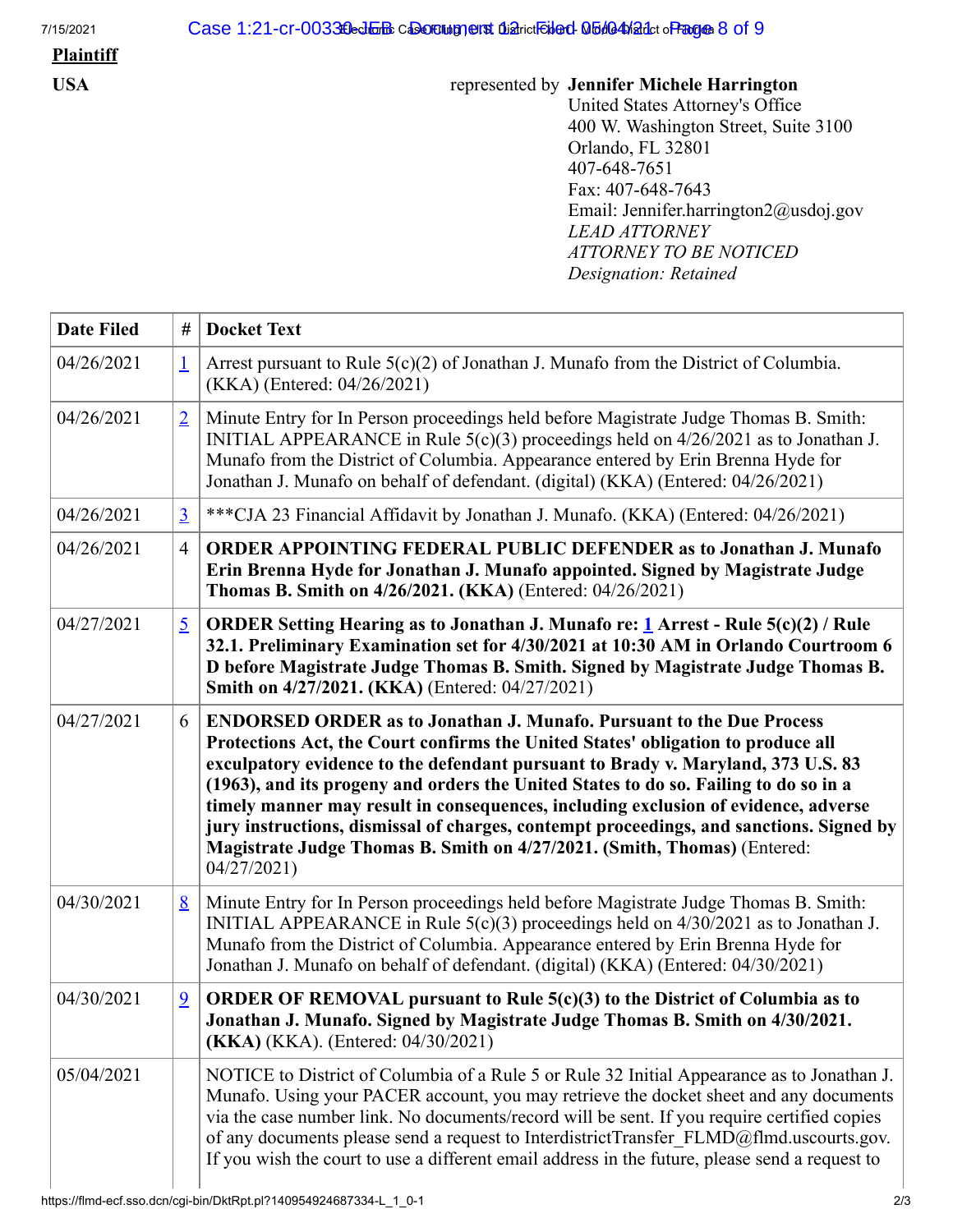**Plaintiff**

**USA** represented by **Jennifer Michele Harrington**
United States Attorney's Office
400 W. Washington Street, Suite 3100
Orlando, FL 32801
407-648-7651
Fax: 407-648-7643
Email: Jennifer.harrington2@usdoj.gov
*LEAD ATTORNEY*
*ATTORNEY TO BE NOTICED*
*Designation: Retained*

| Date Filed | # | Docket Text |
|---|---|---|
| 04/26/2021 | 1 | Arrest pursuant to Rule 5(c)(2) of Jonathan J. Munafo from the District of Columbia. (KKA) (Entered: 04/26/2021) |
| 04/26/2021 | 2 | Minute Entry for In Person proceedings held before Magistrate Judge Thomas B. Smith: INITIAL APPEARANCE in Rule 5(c)(3) proceedings held on 4/26/2021 as to Jonathan J. Munafo from the District of Columbia. Appearance entered by Erin Brenna Hyde for Jonathan J. Munafo on behalf of defendant. (digital) (KKA) (Entered: 04/26/2021) |
| 04/26/2021 | 3 | ***CJA 23 Financial Affidavit by Jonathan J. Munafo. (KKA) (Entered: 04/26/2021) |
| 04/26/2021 | 4 | **ORDER APPOINTING FEDERAL PUBLIC DEFENDER as to Jonathan J. Munafo Erin Brenna Hyde for Jonathan J. Munafo appointed. Signed by Magistrate Judge Thomas B. Smith on 4/26/2021. (KKA)** (Entered: 04/26/2021) |
| 04/27/2021 | 5 | **ORDER Setting Hearing as to Jonathan J. Munafo re: 1 Arrest - Rule 5(c)(2) / Rule 32.1. Preliminary Examination set for 4/30/2021 at 10:30 AM in Orlando Courtroom 6 D before Magistrate Judge Thomas B. Smith. Signed by Magistrate Judge Thomas B. Smith on 4/27/2021. (KKA)** (Entered: 04/27/2021) |
| 04/27/2021 | 6 | **ENDORSED ORDER as to Jonathan J. Munafo. Pursuant to the Due Process Protections Act, the Court confirms the United States' obligation to produce all exculpatory evidence to the defendant pursuant to Brady v. Maryland, 373 U.S. 83 (1963), and its progeny and orders the United States to do so. Failing to do so in a timely manner may result in consequences, including exclusion of evidence, adverse jury instructions, dismissal of charges, contempt proceedings, and sanctions. Signed by Magistrate Judge Thomas B. Smith on 4/27/2021. (Smith, Thomas)** (Entered: 04/27/2021) |
| 04/30/2021 | 8 | Minute Entry for In Person proceedings held before Magistrate Judge Thomas B. Smith: INITIAL APPEARANCE in Rule 5(c)(3) proceedings held on 4/30/2021 as to Jonathan J. Munafo from the District of Columbia. Appearance entered by Erin Brenna Hyde for Jonathan J. Munafo on behalf of defendant. (digital) (KKA) (Entered: 04/30/2021) |
| 04/30/2021 | 9 | **ORDER OF REMOVAL pursuant to Rule 5(c)(3) to the District of Columbia as to Jonathan J. Munafo. Signed by Magistrate Judge Thomas B. Smith on 4/30/2021. (KKA)** (KKA). (Entered: 04/30/2021) |
| 05/04/2021 | | NOTICE to District of Columbia of a Rule 5 or Rule 32 Initial Appearance as to Jonathan J. Munafo. Using your PACER account, you may retrieve the docket sheet and any documents via the case number link. No documents/record will be sent. If you require certified copies of any documents please send a request to InterdistrictTransfer_FLMD@flmd.uscourts.gov. If you wish the court to use a different email address in the future, please send a request to |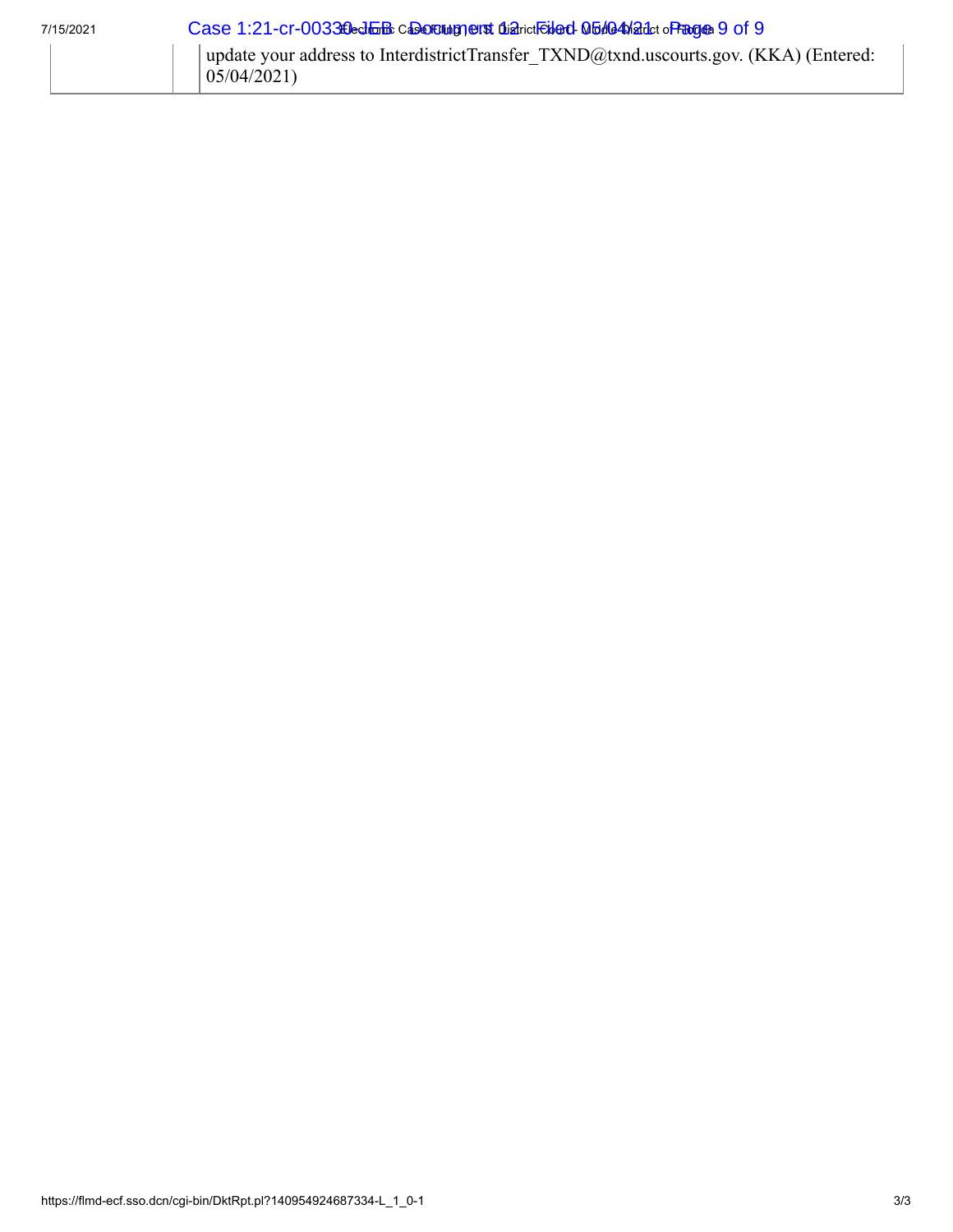| | | |
|---|---|---|
| | | update your address to InterdistrictTransfer_TXND@txnd.uscourts.gov. (KKA) (Entered: 05/04/2021) |